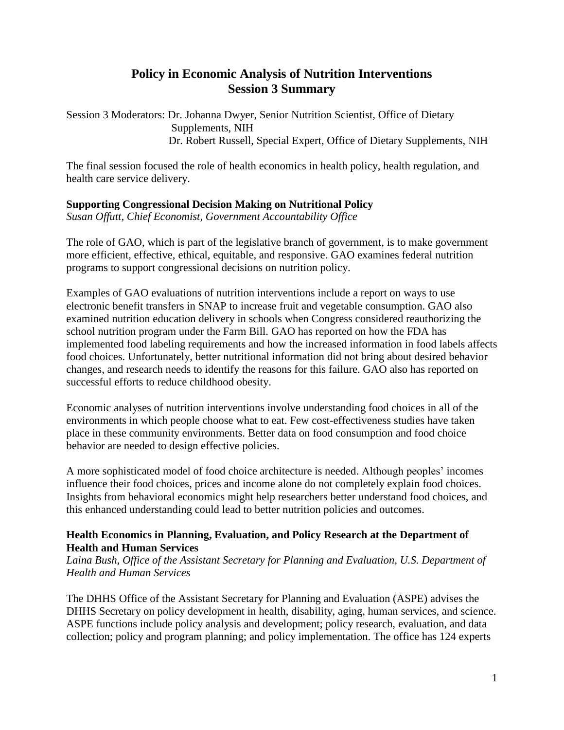# Policy in Economic Analysis of Nutrition Interventions
## Session 3 Summary

Session 3 Moderators: Dr. Johanna Dwyer, Senior Nutrition Scientist, Office of Dietary Supplements, NIH
Dr. Robert Russell, Special Expert, Office of Dietary Supplements, NIH

The final session focused the role of health economics in health policy, health regulation, and health care service delivery.

**Supporting Congressional Decision Making on Nutritional Policy**
*Susan Offutt, Chief Economist, Government Accountability Office*

The role of GAO, which is part of the legislative branch of government, is to make government more efficient, effective, ethical, equitable, and responsive. GAO examines federal nutrition programs to support congressional decisions on nutrition policy.

Examples of GAO evaluations of nutrition interventions include a report on ways to use electronic benefit transfers in SNAP to increase fruit and vegetable consumption. GAO also examined nutrition education delivery in schools when Congress considered reauthorizing the school nutrition program under the Farm Bill. GAO has reported on how the FDA has implemented food labeling requirements and how the increased information in food labels affects food choices. Unfortunately, better nutritional information did not bring about desired behavior changes, and research needs to identify the reasons for this failure. GAO also has reported on successful efforts to reduce childhood obesity.

Economic analyses of nutrition interventions involve understanding food choices in all of the environments in which people choose what to eat. Few cost-effectiveness studies have taken place in these community environments. Better data on food consumption and food choice behavior are needed to design effective policies.

A more sophisticated model of food choice architecture is needed. Although peoples' incomes influence their food choices, prices and income alone do not completely explain food choices. Insights from behavioral economics might help researchers better understand food choices, and this enhanced understanding could lead to better nutrition policies and outcomes.

**Health Economics in Planning, Evaluation, and Policy Research at the Department of Health and Human Services**
*Laina Bush, Office of the Assistant Secretary for Planning and Evaluation, U.S. Department of Health and Human Services*

The DHHS Office of the Assistant Secretary for Planning and Evaluation (ASPE) advises the DHHS Secretary on policy development in health, disability, aging, human services, and science. ASPE functions include policy analysis and development; policy research, evaluation, and data collection; policy and program planning; and policy implementation. The office has 124 experts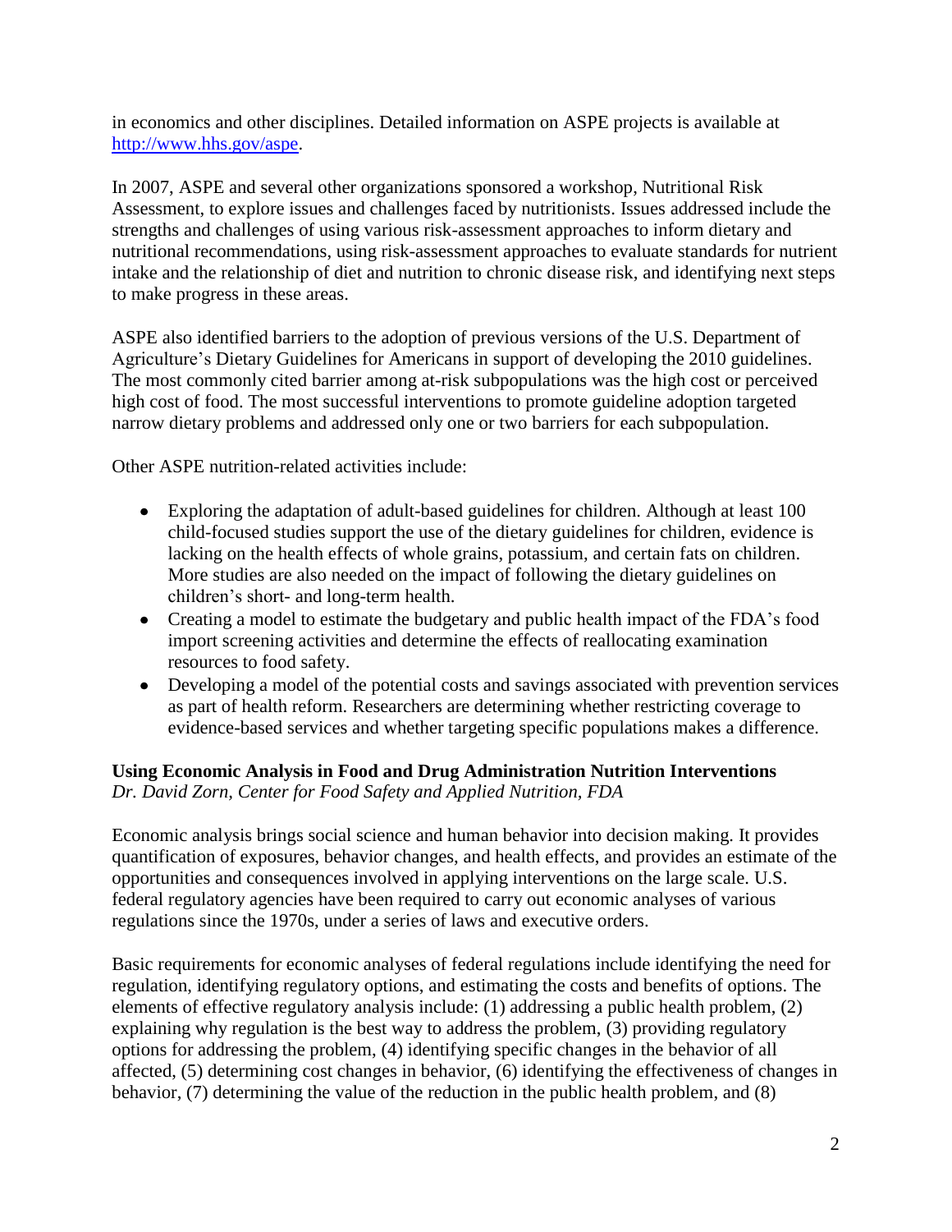in economics and other disciplines. Detailed information on ASPE projects is available at [http://www.hhs.gov/aspe](http://www.hhs.gov/aspe).

In 2007, ASPE and several other organizations sponsored a workshop, Nutritional Risk Assessment, to explore issues and challenges faced by nutritionists. Issues addressed include the strengths and challenges of using various risk-assessment approaches to inform dietary and nutritional recommendations, using risk-assessment approaches to evaluate standards for nutrient intake and the relationship of diet and nutrition to chronic disease risk, and identifying next steps to make progress in these areas.

ASPE also identified barriers to the adoption of previous versions of the U.S. Department of Agriculture's Dietary Guidelines for Americans in support of developing the 2010 guidelines. The most commonly cited barrier among at-risk subpopulations was the high cost or perceived high cost of food. The most successful interventions to promote guideline adoption targeted narrow dietary problems and addressed only one or two barriers for each subpopulation.

Other ASPE nutrition-related activities include:

- Exploring the adaptation of adult-based guidelines for children. Although at least 100 child-focused studies support the use of the dietary guidelines for children, evidence is lacking on the health effects of whole grains, potassium, and certain fats on children. More studies are also needed on the impact of following the dietary guidelines on children's short- and long-term health.
- Creating a model to estimate the budgetary and public health impact of the FDA's food import screening activities and determine the effects of reallocating examination resources to food safety.
- Developing a model of the potential costs and savings associated with prevention services as part of health reform. Researchers are determining whether restricting coverage to evidence-based services and whether targeting specific populations makes a difference.

**Using Economic Analysis in Food and Drug Administration Nutrition Interventions**
*Dr. David Zorn, Center for Food Safety and Applied Nutrition, FDA*

Economic analysis brings social science and human behavior into decision making. It provides quantification of exposures, behavior changes, and health effects, and provides an estimate of the opportunities and consequences involved in applying interventions on the large scale. U.S. federal regulatory agencies have been required to carry out economic analyses of various regulations since the 1970s, under a series of laws and executive orders.

Basic requirements for economic analyses of federal regulations include identifying the need for regulation, identifying regulatory options, and estimating the costs and benefits of options. The elements of effective regulatory analysis include: (1) addressing a public health problem, (2) explaining why regulation is the best way to address the problem, (3) providing regulatory options for addressing the problem, (4) identifying specific changes in the behavior of all affected, (5) determining cost changes in behavior, (6) identifying the effectiveness of changes in behavior, (7) determining the value of the reduction in the public health problem, and (8)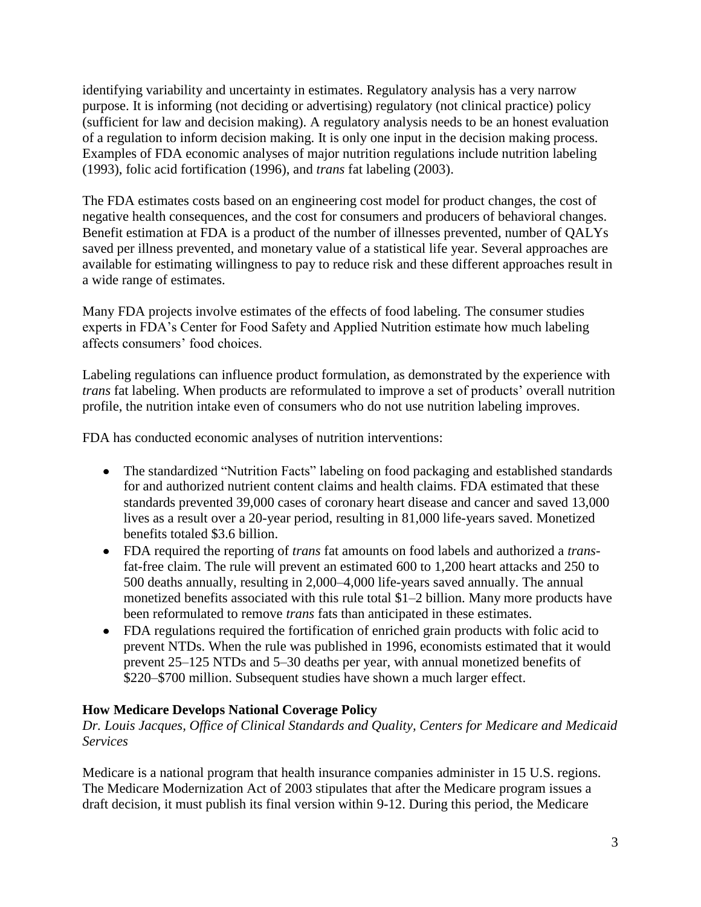identifying variability and uncertainty in estimates. Regulatory analysis has a very narrow purpose. It is informing (not deciding or advertising) regulatory (not clinical practice) policy (sufficient for law and decision making). A regulatory analysis needs to be an honest evaluation of a regulation to inform decision making. It is only one input in the decision making process. Examples of FDA economic analyses of major nutrition regulations include nutrition labeling (1993), folic acid fortification (1996), and *trans* fat labeling (2003).

The FDA estimates costs based on an engineering cost model for product changes, the cost of negative health consequences, and the cost for consumers and producers of behavioral changes. Benefit estimation at FDA is a product of the number of illnesses prevented, number of QALYs saved per illness prevented, and monetary value of a statistical life year. Several approaches are available for estimating willingness to pay to reduce risk and these different approaches result in a wide range of estimates.

Many FDA projects involve estimates of the effects of food labeling. The consumer studies experts in FDA's Center for Food Safety and Applied Nutrition estimate how much labeling affects consumers' food choices.

Labeling regulations can influence product formulation, as demonstrated by the experience with *trans* fat labeling. When products are reformulated to improve a set of products' overall nutrition profile, the nutrition intake even of consumers who do not use nutrition labeling improves.

FDA has conducted economic analyses of nutrition interventions:

- The standardized "Nutrition Facts" labeling on food packaging and established standards for and authorized nutrient content claims and health claims. FDA estimated that these standards prevented 39,000 cases of coronary heart disease and cancer and saved 13,000 lives as a result over a 20-year period, resulting in 81,000 life-years saved. Monetized benefits totaled $3.6 billion.
- FDA required the reporting of *trans* fat amounts on food labels and authorized a *trans*-fat-free claim. The rule will prevent an estimated 600 to 1,200 heart attacks and 250 to 500 deaths annually, resulting in 2,000–4,000 life-years saved annually. The annual monetized benefits associated with this rule total $1–2 billion. Many more products have been reformulated to remove *trans* fats than anticipated in these estimates.
- FDA regulations required the fortification of enriched grain products with folic acid to prevent NTDs. When the rule was published in 1996, economists estimated that it would prevent 25–125 NTDs and 5–30 deaths per year, with annual monetized benefits of $220–$700 million. Subsequent studies have shown a much larger effect.

**How Medicare Develops National Coverage Policy**
*Dr. Louis Jacques, Office of Clinical Standards and Quality, Centers for Medicare and Medicaid Services*

Medicare is a national program that health insurance companies administer in 15 U.S. regions. The Medicare Modernization Act of 2003 stipulates that after the Medicare program issues a draft decision, it must publish its final version within 9-12. During this period, the Medicare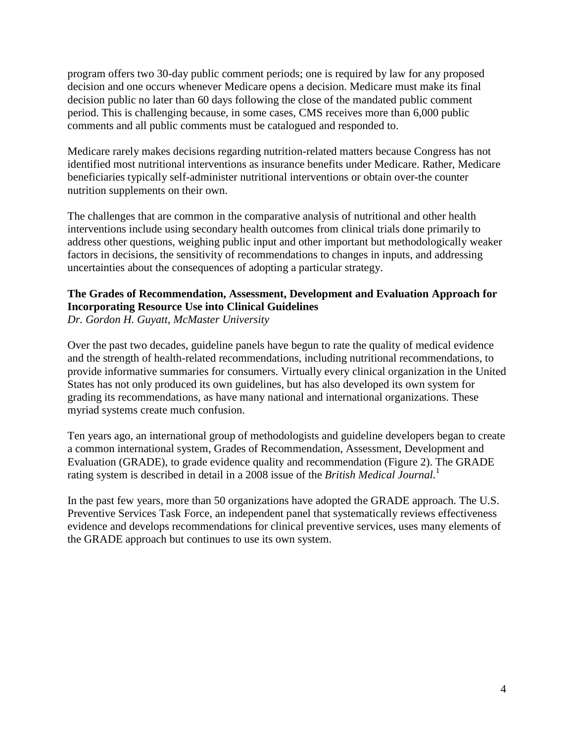program offers two 30-day public comment periods; one is required by law for any proposed decision and one occurs whenever Medicare opens a decision. Medicare must make its final decision public no later than 60 days following the close of the mandated public comment period. This is challenging because, in some cases, CMS receives more than 6,000 public comments and all public comments must be catalogued and responded to.

Medicare rarely makes decisions regarding nutrition-related matters because Congress has not identified most nutritional interventions as insurance benefits under Medicare. Rather, Medicare beneficiaries typically self-administer nutritional interventions or obtain over-the counter nutrition supplements on their own.

The challenges that are common in the comparative analysis of nutritional and other health interventions include using secondary health outcomes from clinical trials done primarily to address other questions, weighing public input and other important but methodologically weaker factors in decisions, the sensitivity of recommendations to changes in inputs, and addressing uncertainties about the consequences of adopting a particular strategy.

**The Grades of Recommendation, Assessment, Development and Evaluation Approach for Incorporating Resource Use into Clinical Guidelines**
*Dr. Gordon H. Guyatt, McMaster University*

Over the past two decades, guideline panels have begun to rate the quality of medical evidence and the strength of health-related recommendations, including nutritional recommendations, to provide informative summaries for consumers. Virtually every clinical organization in the United States has not only produced its own guidelines, but has also developed its own system for grading its recommendations, as have many national and international organizations. These myriad systems create much confusion.

Ten years ago, an international group of methodologists and guideline developers began to create a common international system, Grades of Recommendation, Assessment, Development and Evaluation (GRADE), to grade evidence quality and recommendation (Figure 2). The GRADE rating system is described in detail in a 2008 issue of the *British Medical Journal*.[1]

In the past few years, more than 50 organizations have adopted the GRADE approach. The U.S. Preventive Services Task Force, an independent panel that systematically reviews effectiveness evidence and develops recommendations for clinical preventive services, uses many elements of the GRADE approach but continues to use its own system.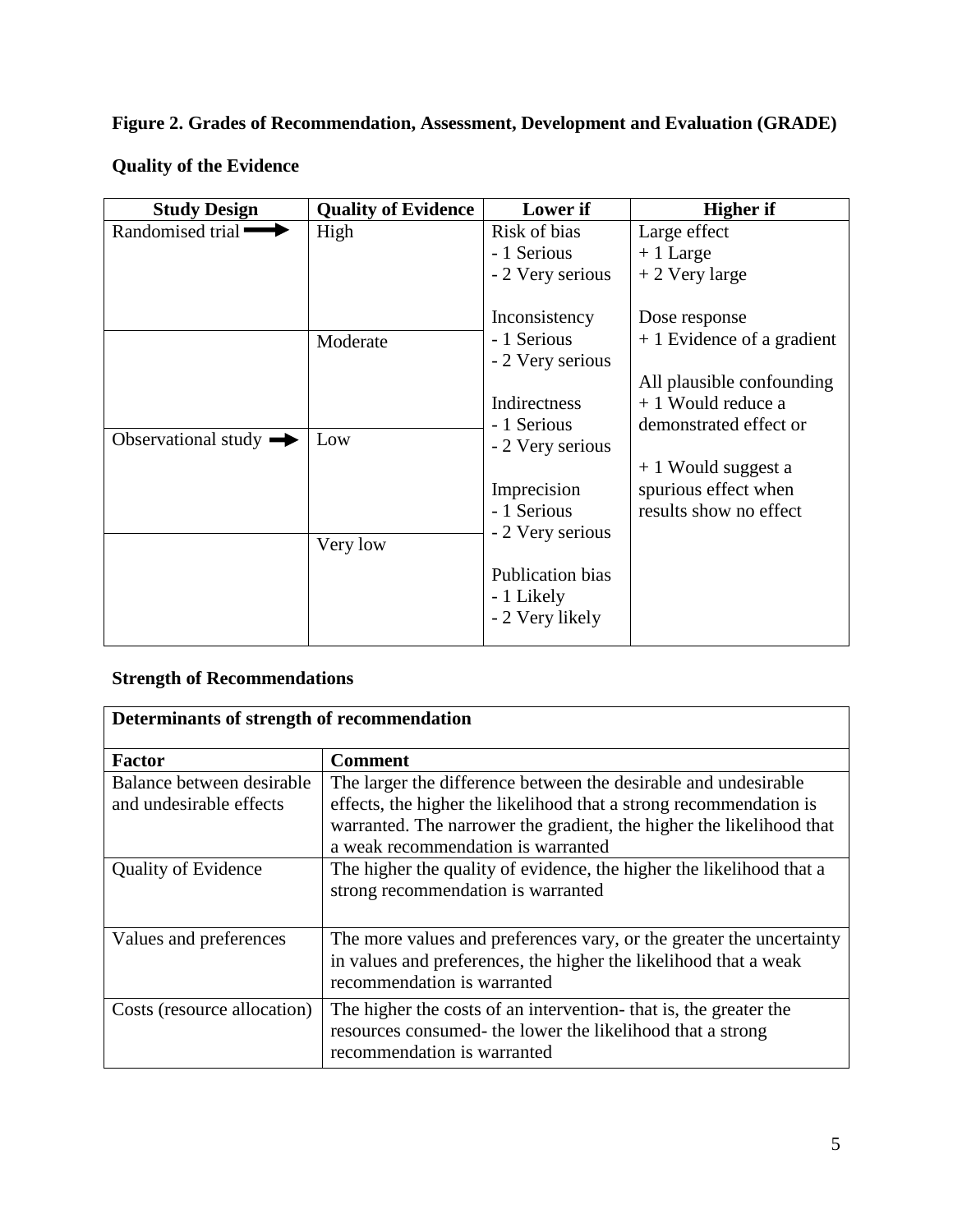**Figure 2. Grades of Recommendation, Assessment, Development and Evaluation (GRADE)**

**Quality of the Evidence**

| Study Design | Quality of Evidence | Lower if | Higher if |
|---|---|---|---|
| Randomised trial → | High | Risk of bias<br>- 1 Serious<br>- 2 Very serious<br><br>Inconsistency<br>- 1 Serious<br>- 2 Very serious<br><br>Indirectness<br>- 1 Serious<br>- 2 Very serious<br><br>Imprecision<br>- 1 Serious<br>- 2 Very serious<br><br>Publication bias<br>- 1 Likely<br>- 2 Very likely | Large effect<br>+ 1 Large<br>+ 2 Very large<br><br>Dose response<br>+ 1 Evidence of a gradient<br><br>All plausible confounding<br>+ 1 Would reduce a demonstrated effect or<br><br>+ 1 Would suggest a spurious effect when results show no effect |
| | Moderate | | |
| Observational study → | Low | | |
| | Very low | | |

**Strength of Recommendations**

| **Determinants of strength of recommendation** | |
|---|---|
| **Factor** | **Comment** |
| Balance between desirable and undesirable effects | The larger the difference between the desirable and undesirable effects, the higher the likelihood that a strong recommendation is warranted. The narrower the gradient, the higher the likelihood that a weak recommendation is warranted |
| Quality of Evidence | The higher the quality of evidence, the higher the likelihood that a strong recommendation is warranted |
| Values and preferences | The more values and preferences vary, or the greater the uncertainty in values and preferences, the higher the likelihood that a weak recommendation is warranted |
| Costs (resource allocation) | The higher the costs of an intervention- that is, the greater the resources consumed- the lower the likelihood that a strong recommendation is warranted |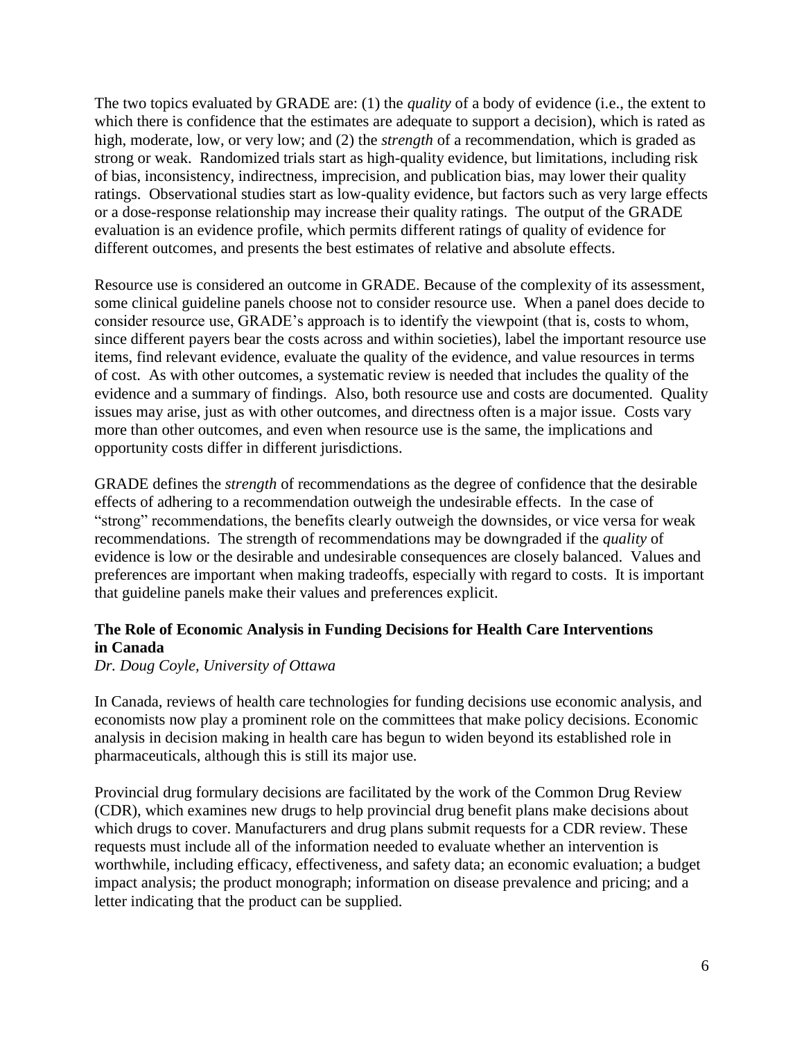The two topics evaluated by GRADE are: (1) the *quality* of a body of evidence (i.e., the extent to which there is confidence that the estimates are adequate to support a decision), which is rated as high, moderate, low, or very low; and (2) the *strength* of a recommendation, which is graded as strong or weak. Randomized trials start as high-quality evidence, but limitations, including risk of bias, inconsistency, indirectness, imprecision, and publication bias, may lower their quality ratings. Observational studies start as low-quality evidence, but factors such as very large effects or a dose-response relationship may increase their quality ratings. The output of the GRADE evaluation is an evidence profile, which permits different ratings of quality of evidence for different outcomes, and presents the best estimates of relative and absolute effects.

Resource use is considered an outcome in GRADE. Because of the complexity of its assessment, some clinical guideline panels choose not to consider resource use. When a panel does decide to consider resource use, GRADE's approach is to identify the viewpoint (that is, costs to whom, since different payers bear the costs across and within societies), label the important resource use items, find relevant evidence, evaluate the quality of the evidence, and value resources in terms of cost. As with other outcomes, a systematic review is needed that includes the quality of the evidence and a summary of findings. Also, both resource use and costs are documented. Quality issues may arise, just as with other outcomes, and directness often is a major issue. Costs vary more than other outcomes, and even when resource use is the same, the implications and opportunity costs differ in different jurisdictions.

GRADE defines the *strength* of recommendations as the degree of confidence that the desirable effects of adhering to a recommendation outweigh the undesirable effects. In the case of "strong" recommendations, the benefits clearly outweigh the downsides, or vice versa for weak recommendations. The strength of recommendations may be downgraded if the *quality* of evidence is low or the desirable and undesirable consequences are closely balanced. Values and preferences are important when making tradeoffs, especially with regard to costs. It is important that guideline panels make their values and preferences explicit.

**The Role of Economic Analysis in Funding Decisions for Health Care Interventions in Canada**

*Dr. Doug Coyle, University of Ottawa*

In Canada, reviews of health care technologies for funding decisions use economic analysis, and economists now play a prominent role on the committees that make policy decisions. Economic analysis in decision making in health care has begun to widen beyond its established role in pharmaceuticals, although this is still its major use.

Provincial drug formulary decisions are facilitated by the work of the Common Drug Review (CDR), which examines new drugs to help provincial drug benefit plans make decisions about which drugs to cover. Manufacturers and drug plans submit requests for a CDR review. These requests must include all of the information needed to evaluate whether an intervention is worthwhile, including efficacy, effectiveness, and safety data; an economic evaluation; a budget impact analysis; the product monograph; information on disease prevalence and pricing; and a letter indicating that the product can be supplied.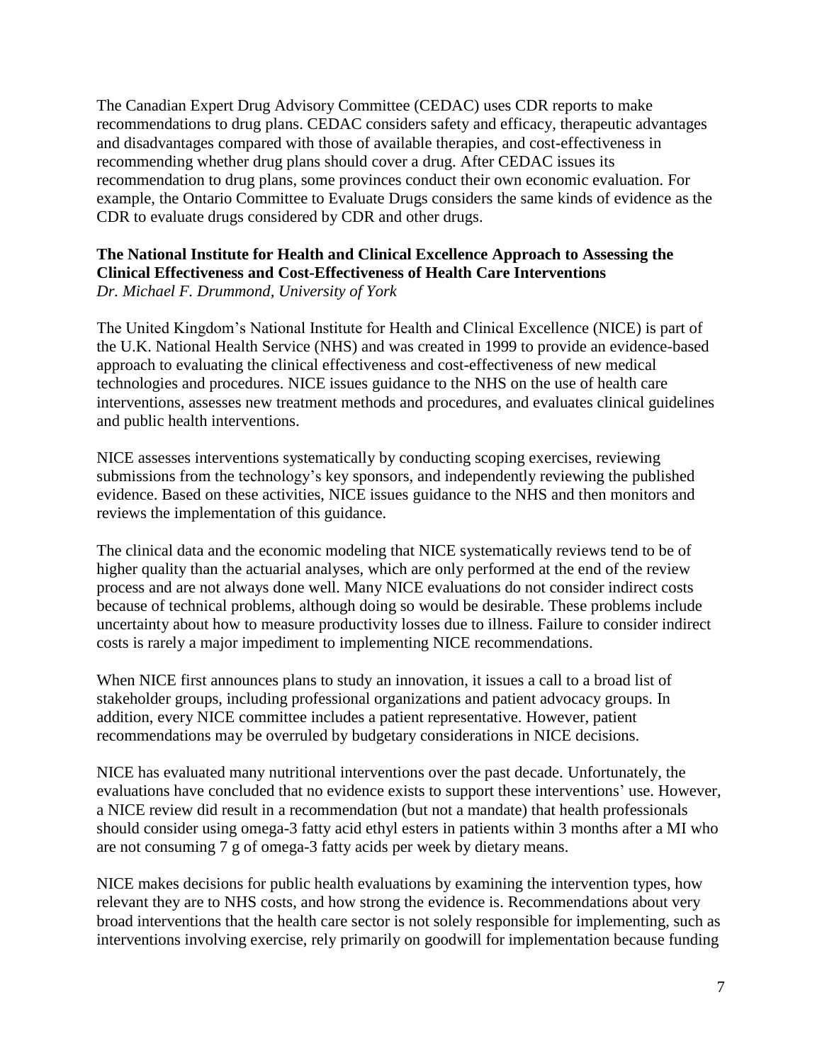The Canadian Expert Drug Advisory Committee (CEDAC) uses CDR reports to make recommendations to drug plans. CEDAC considers safety and efficacy, therapeutic advantages and disadvantages compared with those of available therapies, and cost-effectiveness in recommending whether drug plans should cover a drug. After CEDAC issues its recommendation to drug plans, some provinces conduct their own economic evaluation. For example, the Ontario Committee to Evaluate Drugs considers the same kinds of evidence as the CDR to evaluate drugs considered by CDR and other drugs.

**The National Institute for Health and Clinical Excellence Approach to Assessing the Clinical Effectiveness and Cost-Effectiveness of Health Care Interventions**
*Dr. Michael F. Drummond, University of York*

The United Kingdom's National Institute for Health and Clinical Excellence (NICE) is part of the U.K. National Health Service (NHS) and was created in 1999 to provide an evidence-based approach to evaluating the clinical effectiveness and cost-effectiveness of new medical technologies and procedures. NICE issues guidance to the NHS on the use of health care interventions, assesses new treatment methods and procedures, and evaluates clinical guidelines and public health interventions.

NICE assesses interventions systematically by conducting scoping exercises, reviewing submissions from the technology's key sponsors, and independently reviewing the published evidence. Based on these activities, NICE issues guidance to the NHS and then monitors and reviews the implementation of this guidance.

The clinical data and the economic modeling that NICE systematically reviews tend to be of higher quality than the actuarial analyses, which are only performed at the end of the review process and are not always done well. Many NICE evaluations do not consider indirect costs because of technical problems, although doing so would be desirable. These problems include uncertainty about how to measure productivity losses due to illness. Failure to consider indirect costs is rarely a major impediment to implementing NICE recommendations.

When NICE first announces plans to study an innovation, it issues a call to a broad list of stakeholder groups, including professional organizations and patient advocacy groups. In addition, every NICE committee includes a patient representative. However, patient recommendations may be overruled by budgetary considerations in NICE decisions.

NICE has evaluated many nutritional interventions over the past decade. Unfortunately, the evaluations have concluded that no evidence exists to support these interventions' use. However, a NICE review did result in a recommendation (but not a mandate) that health professionals should consider using omega-3 fatty acid ethyl esters in patients within 3 months after a MI who are not consuming 7 g of omega-3 fatty acids per week by dietary means.

NICE makes decisions for public health evaluations by examining the intervention types, how relevant they are to NHS costs, and how strong the evidence is. Recommendations about very broad interventions that the health care sector is not solely responsible for implementing, such as interventions involving exercise, rely primarily on goodwill for implementation because funding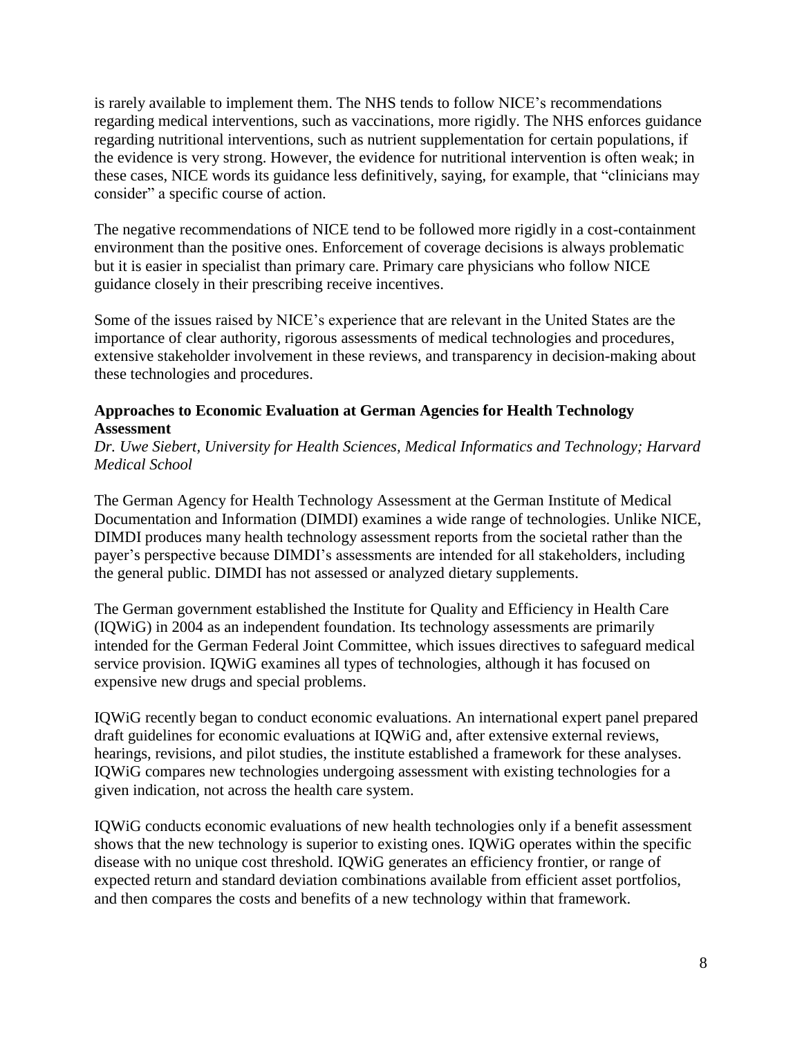is rarely available to implement them. The NHS tends to follow NICE's recommendations regarding medical interventions, such as vaccinations, more rigidly. The NHS enforces guidance regarding nutritional interventions, such as nutrient supplementation for certain populations, if the evidence is very strong. However, the evidence for nutritional intervention is often weak; in these cases, NICE words its guidance less definitively, saying, for example, that "clinicians may consider" a specific course of action.

The negative recommendations of NICE tend to be followed more rigidly in a cost-containment environment than the positive ones. Enforcement of coverage decisions is always problematic but it is easier in specialist than primary care. Primary care physicians who follow NICE guidance closely in their prescribing receive incentives.

Some of the issues raised by NICE's experience that are relevant in the United States are the importance of clear authority, rigorous assessments of medical technologies and procedures, extensive stakeholder involvement in these reviews, and transparency in decision-making about these technologies and procedures.

**Approaches to Economic Evaluation at German Agencies for Health Technology Assessment**

*Dr. Uwe Siebert, University for Health Sciences, Medical Informatics and Technology; Harvard Medical School*

The German Agency for Health Technology Assessment at the German Institute of Medical Documentation and Information (DIMDI) examines a wide range of technologies. Unlike NICE, DIMDI produces many health technology assessment reports from the societal rather than the payer's perspective because DIMDI's assessments are intended for all stakeholders, including the general public. DIMDI has not assessed or analyzed dietary supplements.

The German government established the Institute for Quality and Efficiency in Health Care (IQWiG) in 2004 as an independent foundation. Its technology assessments are primarily intended for the German Federal Joint Committee, which issues directives to safeguard medical service provision. IQWiG examines all types of technologies, although it has focused on expensive new drugs and special problems.

IQWiG recently began to conduct economic evaluations. An international expert panel prepared draft guidelines for economic evaluations at IQWiG and, after extensive external reviews, hearings, revisions, and pilot studies, the institute established a framework for these analyses. IQWiG compares new technologies undergoing assessment with existing technologies for a given indication, not across the health care system.

IQWiG conducts economic evaluations of new health technologies only if a benefit assessment shows that the new technology is superior to existing ones. IQWiG operates within the specific disease with no unique cost threshold. IQWiG generates an efficiency frontier, or range of expected return and standard deviation combinations available from efficient asset portfolios, and then compares the costs and benefits of a new technology within that framework.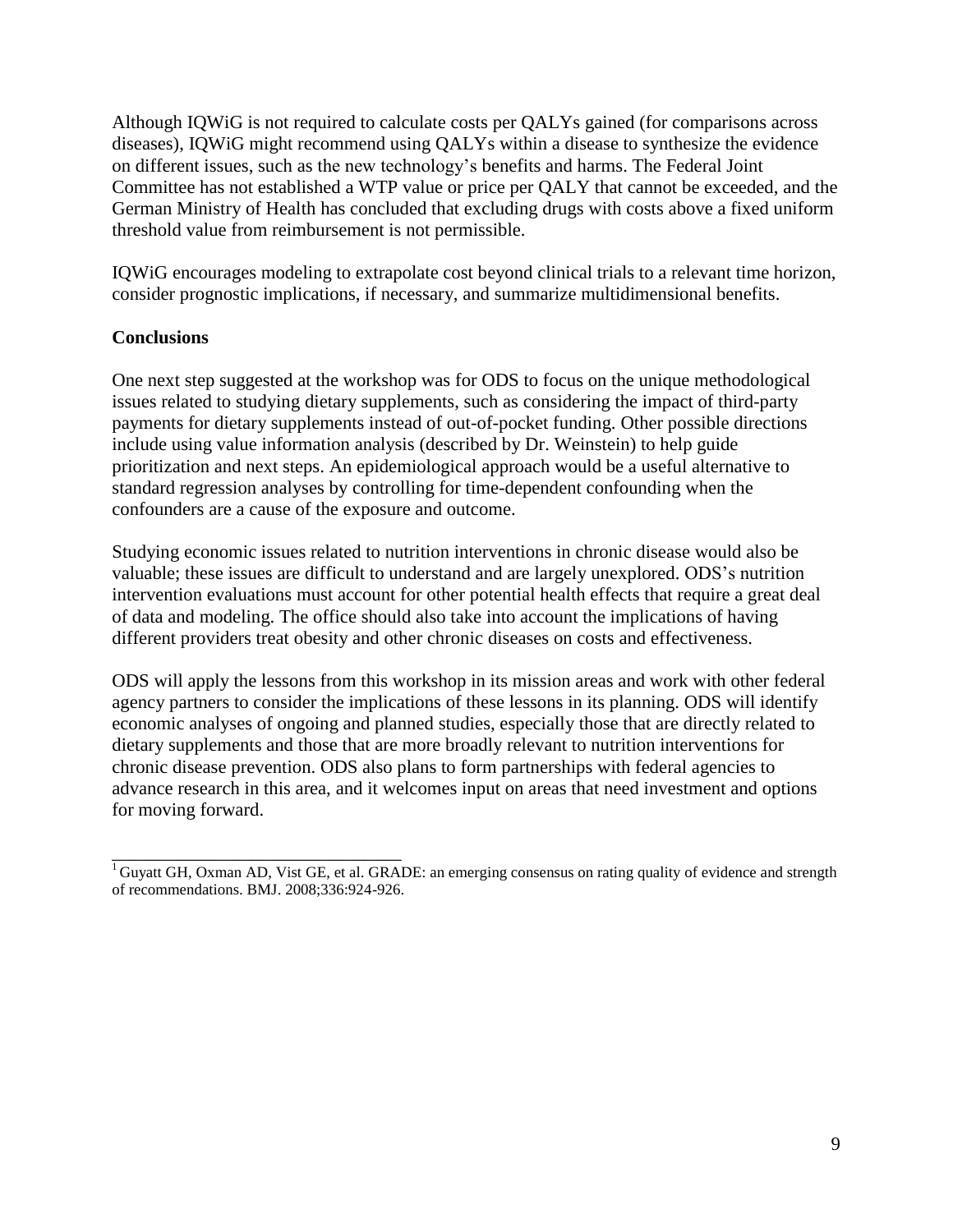Although IQWiG is not required to calculate costs per QALYs gained (for comparisons across diseases), IQWiG might recommend using QALYs within a disease to synthesize the evidence on different issues, such as the new technology's benefits and harms. The Federal Joint Committee has not established a WTP value or price per QALY that cannot be exceeded, and the German Ministry of Health has concluded that excluding drugs with costs above a fixed uniform threshold value from reimbursement is not permissible.

IQWiG encourages modeling to extrapolate cost beyond clinical trials to a relevant time horizon, consider prognostic implications, if necessary, and summarize multidimensional benefits.

**Conclusions**

One next step suggested at the workshop was for ODS to focus on the unique methodological issues related to studying dietary supplements, such as considering the impact of third-party payments for dietary supplements instead of out-of-pocket funding. Other possible directions include using value information analysis (described by Dr. Weinstein) to help guide prioritization and next steps. An epidemiological approach would be a useful alternative to standard regression analyses by controlling for time-dependent confounding when the confounders are a cause of the exposure and outcome.

Studying economic issues related to nutrition interventions in chronic disease would also be valuable; these issues are difficult to understand and are largely unexplored. ODS's nutrition intervention evaluations must account for other potential health effects that require a great deal of data and modeling. The office should also take into account the implications of having different providers treat obesity and other chronic diseases on costs and effectiveness.

ODS will apply the lessons from this workshop in its mission areas and work with other federal agency partners to consider the implications of these lessons in its planning. ODS will identify economic analyses of ongoing and planned studies, especially those that are directly related to dietary supplements and those that are more broadly relevant to nutrition interventions for chronic disease prevention. ODS also plans to form partnerships with federal agencies to advance research in this area, and it welcomes input on areas that need investment and options for moving forward.

---

[1] Guyatt GH, Oxman AD, Vist GE, et al. GRADE: an emerging consensus on rating quality of evidence and strength of recommendations. BMJ. 2008;336:924-926.